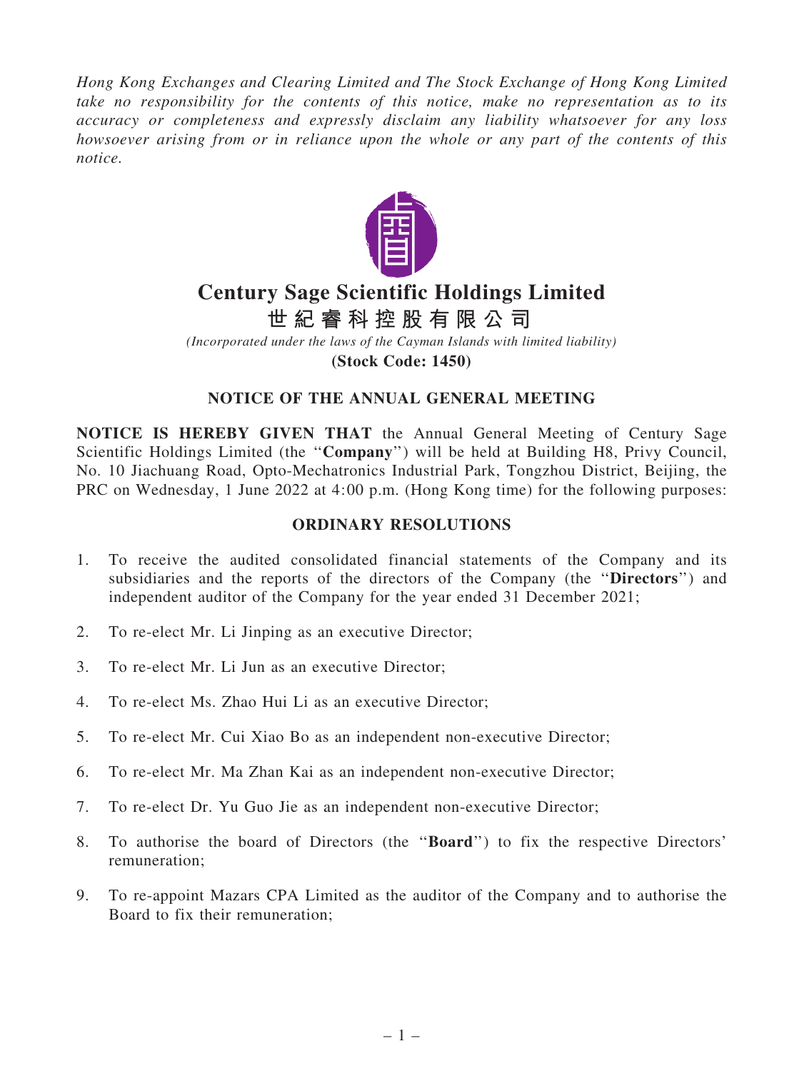*Hong Kong Exchanges and Clearing Limited and The Stock Exchange of Hong Kong Limited take no responsibility for the contents of this notice, make no representation as to its accuracy or completeness and expressly disclaim any liability whatsoever for any loss howsoever arising from or in reliance upon the whole or any part of the contents of this notice.*

# Century Sage Scientific Holdings Limited

# 世紀睿科控股有限公司

*(Incorporated under the laws of the Cayman Islands with limited liability)*

**(Stock Code: 1450)**

## NOTICE OF THE ANNUAL GENERAL MEETING

**NOTICE IS HEREBY GIVEN THAT** the Annual General Meeting of Century Sage Scientific Holdings Limited (the "**Company**") will be held at Building H8, Privy Council, No. 10 Jiachuang Road, Opto-Mechatronics Industrial Park, Tongzhou District, Beijing, the PRC on Wednesday, 1 June 2022 at 4:00 p.m. (Hong Kong time) for the following purposes:

## ORDINARY RESOLUTIONS

1. To receive the audited consolidated financial statements of the Company and its subsidiaries and the reports of the directors of the Company (the "**Directors**") and independent auditor of the Company for the year ended 31 December 2021;

2. To re-elect Mr. Li Jinping as an executive Director;

3. To re-elect Mr. Li Jun as an executive Director;

4. To re-elect Ms. Zhao Hui Li as an executive Director;

5. To re-elect Mr. Cui Xiao Bo as an independent non-executive Director;

6. To re-elect Mr. Ma Zhan Kai as an independent non-executive Director;

7. To re-elect Dr. Yu Guo Jie as an independent non-executive Director;

8. To authorise the board of Directors (the "**Board**") to fix the respective Directors' remuneration;

9. To re-appoint Mazars CPA Limited as the auditor of the Company and to authorise the Board to fix their remuneration;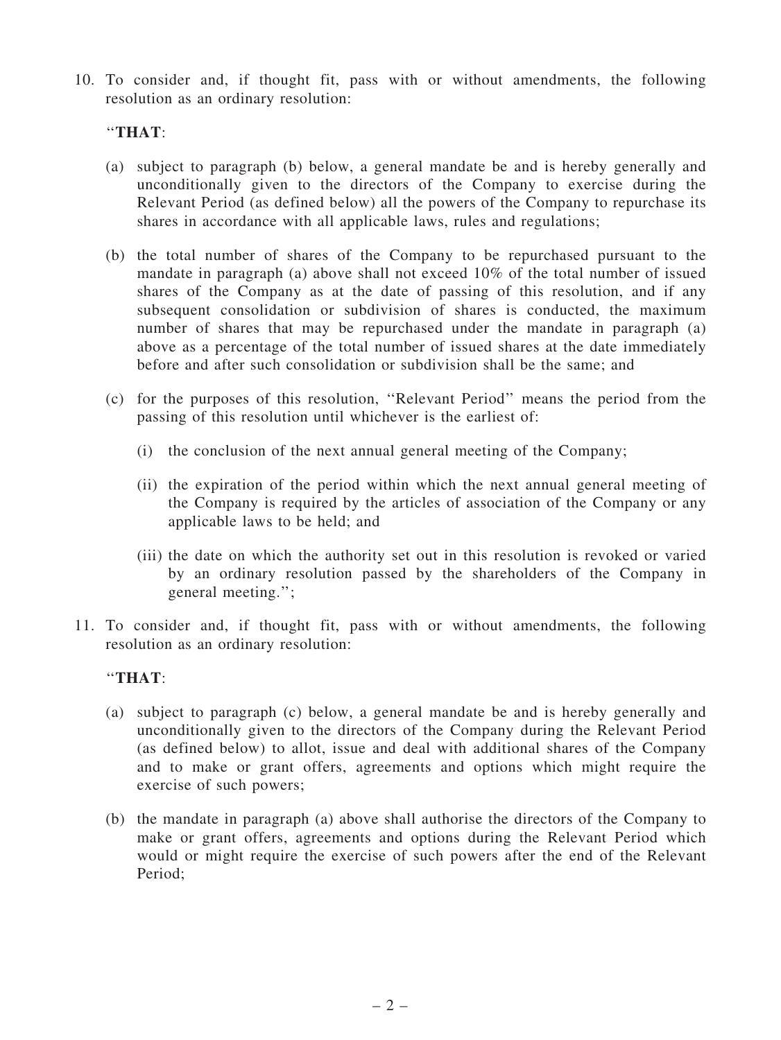10. To consider and, if thought fit, pass with or without amendments, the following resolution as an ordinary resolution:

    "**THAT**:

    (a) subject to paragraph (b) below, a general mandate be and is hereby generally and unconditionally given to the directors of the Company to exercise during the Relevant Period (as defined below) all the powers of the Company to repurchase its shares in accordance with all applicable laws, rules and regulations;

    (b) the total number of shares of the Company to be repurchased pursuant to the mandate in paragraph (a) above shall not exceed 10% of the total number of issued shares of the Company as at the date of passing of this resolution, and if any subsequent consolidation or subdivision of shares is conducted, the maximum number of shares that may be repurchased under the mandate in paragraph (a) above as a percentage of the total number of issued shares at the date immediately before and after such consolidation or subdivision shall be the same; and

    (c) for the purposes of this resolution, "Relevant Period" means the period from the passing of this resolution until whichever is the earliest of:

       (i) the conclusion of the next annual general meeting of the Company;

       (ii) the expiration of the period within which the next annual general meeting of the Company is required by the articles of association of the Company or any applicable laws to be held; and

       (iii) the date on which the authority set out in this resolution is revoked or varied by an ordinary resolution passed by the shareholders of the Company in general meeting.";

11. To consider and, if thought fit, pass with or without amendments, the following resolution as an ordinary resolution:

    "**THAT**:

    (a) subject to paragraph (c) below, a general mandate be and is hereby generally and unconditionally given to the directors of the Company during the Relevant Period (as defined below) to allot, issue and deal with additional shares of the Company and to make or grant offers, agreements and options which might require the exercise of such powers;

    (b) the mandate in paragraph (a) above shall authorise the directors of the Company to make or grant offers, agreements and options during the Relevant Period which would or might require the exercise of such powers after the end of the Relevant Period;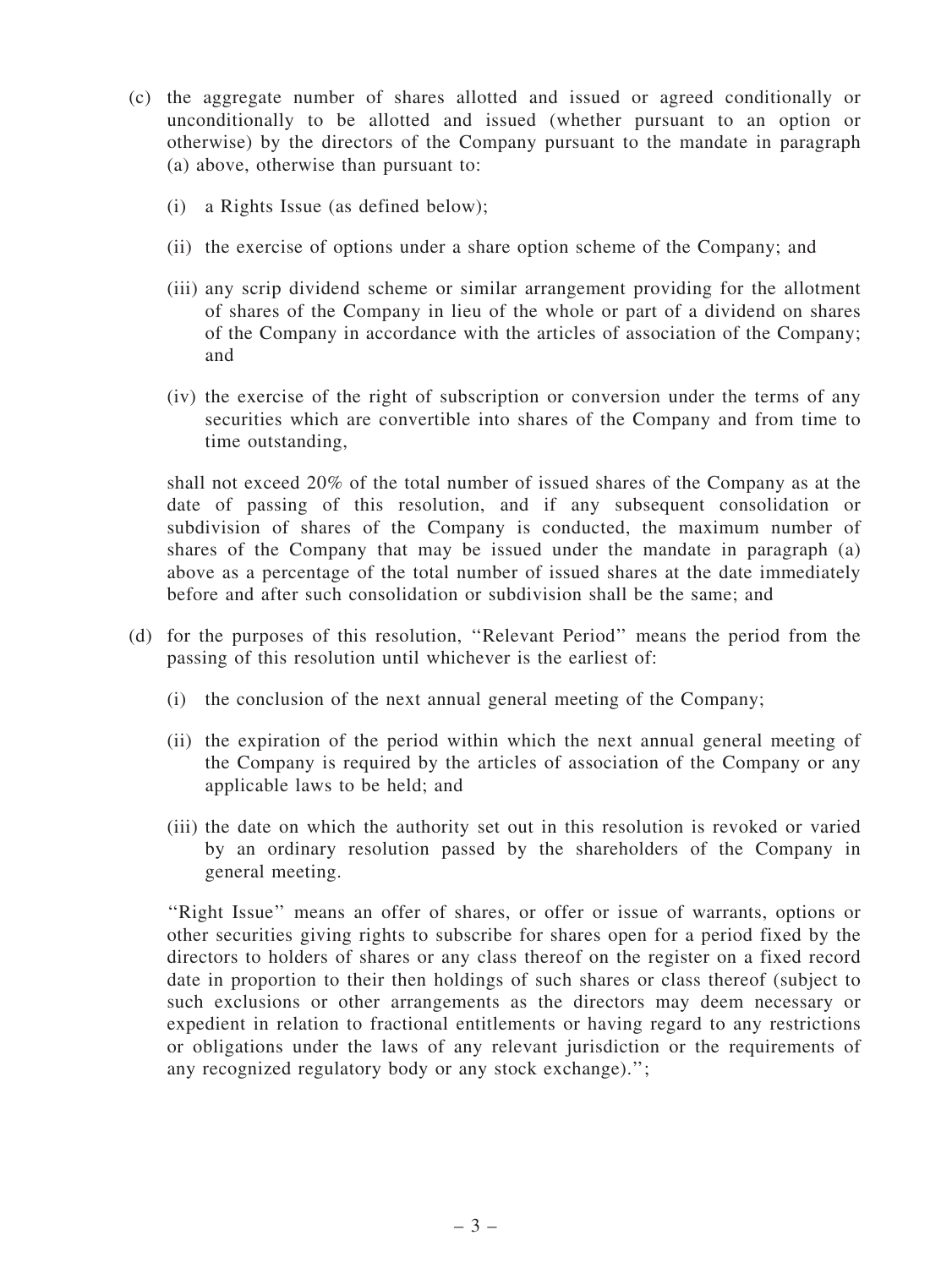(c) the aggregate number of shares allotted and issued or agreed conditionally or unconditionally to be allotted and issued (whether pursuant to an option or otherwise) by the directors of the Company pursuant to the mandate in paragraph (a) above, otherwise than pursuant to:

(i) a Rights Issue (as defined below);

(ii) the exercise of options under a share option scheme of the Company; and

(iii) any scrip dividend scheme or similar arrangement providing for the allotment of shares of the Company in lieu of the whole or part of a dividend on shares of the Company in accordance with the articles of association of the Company; and

(iv) the exercise of the right of subscription or conversion under the terms of any securities which are convertible into shares of the Company and from time to time outstanding,

shall not exceed 20% of the total number of issued shares of the Company as at the date of passing of this resolution, and if any subsequent consolidation or subdivision of shares of the Company is conducted, the maximum number of shares of the Company that may be issued under the mandate in paragraph (a) above as a percentage of the total number of issued shares at the date immediately before and after such consolidation or subdivision shall be the same; and

(d) for the purposes of this resolution, ''Relevant Period'' means the period from the passing of this resolution until whichever is the earliest of:

(i) the conclusion of the next annual general meeting of the Company;

(ii) the expiration of the period within which the next annual general meeting of the Company is required by the articles of association of the Company or any applicable laws to be held; and

(iii) the date on which the authority set out in this resolution is revoked or varied by an ordinary resolution passed by the shareholders of the Company in general meeting.

''Right Issue'' means an offer of shares, or offer or issue of warrants, options or other securities giving rights to subscribe for shares open for a period fixed by the directors to holders of shares or any class thereof on the register on a fixed record date in proportion to their then holdings of such shares or class thereof (subject to such exclusions or other arrangements as the directors may deem necessary or expedient in relation to fractional entitlements or having regard to any restrictions or obligations under the laws of any relevant jurisdiction or the requirements of any recognized regulatory body or any stock exchange).'';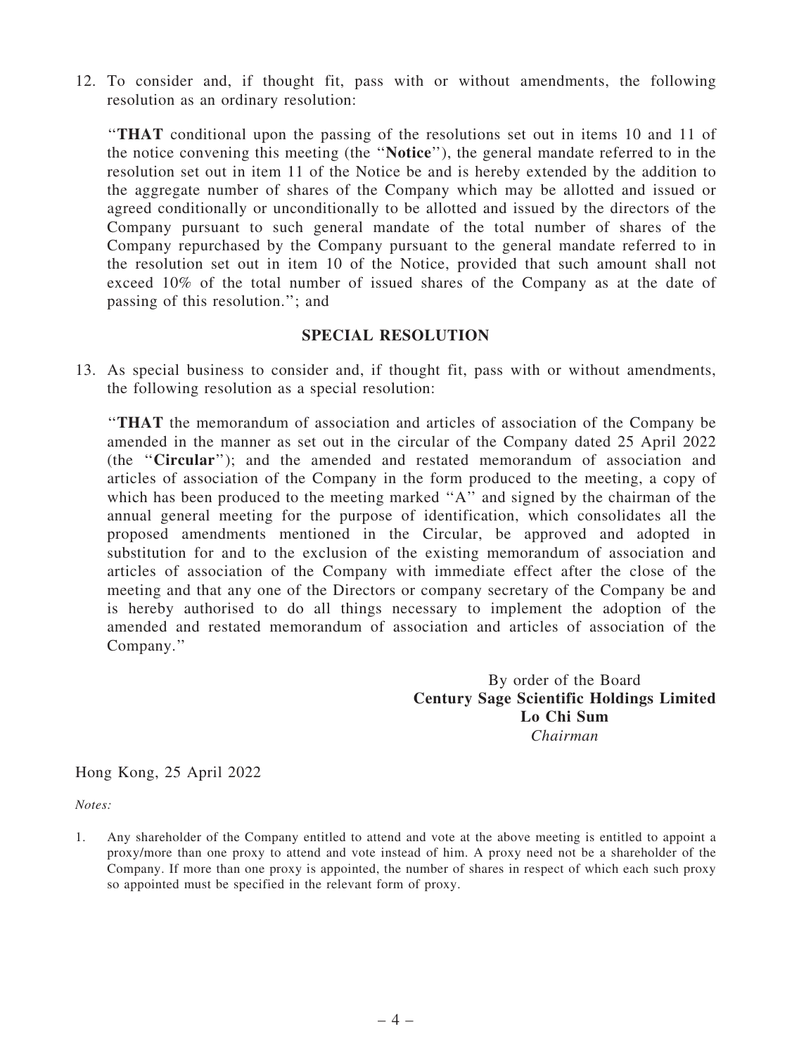12. To consider and, if thought fit, pass with or without amendments, the following resolution as an ordinary resolution:

"**THAT** conditional upon the passing of the resolutions set out in items 10 and 11 of the notice convening this meeting (the "**Notice**"), the general mandate referred to in the resolution set out in item 11 of the Notice be and is hereby extended by the addition to the aggregate number of shares of the Company which may be allotted and issued or agreed conditionally or unconditionally to be allotted and issued by the directors of the Company pursuant to such general mandate of the total number of shares of the Company repurchased by the Company pursuant to the general mandate referred to in the resolution set out in item 10 of the Notice, provided that such amount shall not exceed 10% of the total number of issued shares of the Company as at the date of passing of this resolution."; and

## SPECIAL RESOLUTION

13. As special business to consider and, if thought fit, pass with or without amendments, the following resolution as a special resolution:

"**THAT** the memorandum of association and articles of association of the Company be amended in the manner as set out in the circular of the Company dated 25 April 2022 (the "**Circular**"); and the amended and restated memorandum of association and articles of association of the Company in the form produced to the meeting, a copy of which has been produced to the meeting marked "A" and signed by the chairman of the annual general meeting for the purpose of identification, which consolidates all the proposed amendments mentioned in the Circular, be approved and adopted in substitution for and to the exclusion of the existing memorandum of association and articles of association of the Company with immediate effect after the close of the meeting and that any one of the Directors or company secretary of the Company be and is hereby authorised to do all things necessary to implement the adoption of the amended and restated memorandum of association and articles of association of the Company."

By order of the Board
**Century Sage Scientific Holdings Limited**
**Lo Chi Sum**
*Chairman*

Hong Kong, 25 April 2022

*Notes:*

1. Any shareholder of the Company entitled to attend and vote at the above meeting is entitled to appoint a proxy/more than one proxy to attend and vote instead of him. A proxy need not be a shareholder of the Company. If more than one proxy is appointed, the number of shares in respect of which each such proxy so appointed must be specified in the relevant form of proxy.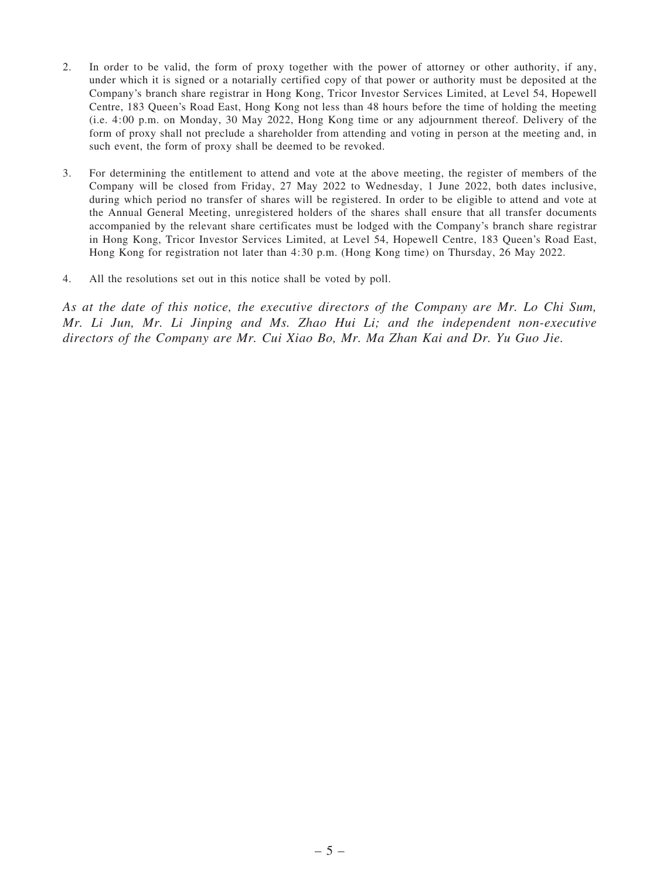2. In order to be valid, the form of proxy together with the power of attorney or other authority, if any, under which it is signed or a notarially certified copy of that power or authority must be deposited at the Company's branch share registrar in Hong Kong, Tricor Investor Services Limited, at Level 54, Hopewell Centre, 183 Queen's Road East, Hong Kong not less than 48 hours before the time of holding the meeting (i.e. 4:00 p.m. on Monday, 30 May 2022, Hong Kong time or any adjournment thereof. Delivery of the form of proxy shall not preclude a shareholder from attending and voting in person at the meeting and, in such event, the form of proxy shall be deemed to be revoked.

3. For determining the entitlement to attend and vote at the above meeting, the register of members of the Company will be closed from Friday, 27 May 2022 to Wednesday, 1 June 2022, both dates inclusive, during which period no transfer of shares will be registered. In order to be eligible to attend and vote at the Annual General Meeting, unregistered holders of the shares shall ensure that all transfer documents accompanied by the relevant share certificates must be lodged with the Company's branch share registrar in Hong Kong, Tricor Investor Services Limited, at Level 54, Hopewell Centre, 183 Queen's Road East, Hong Kong for registration not later than 4:30 p.m. (Hong Kong time) on Thursday, 26 May 2022.

4. All the resolutions set out in this notice shall be voted by poll.

*As at the date of this notice, the executive directors of the Company are Mr. Lo Chi Sum, Mr. Li Jun, Mr. Li Jinping and Ms. Zhao Hui Li; and the independent non-executive directors of the Company are Mr. Cui Xiao Bo, Mr. Ma Zhan Kai and Dr. Yu Guo Jie.*